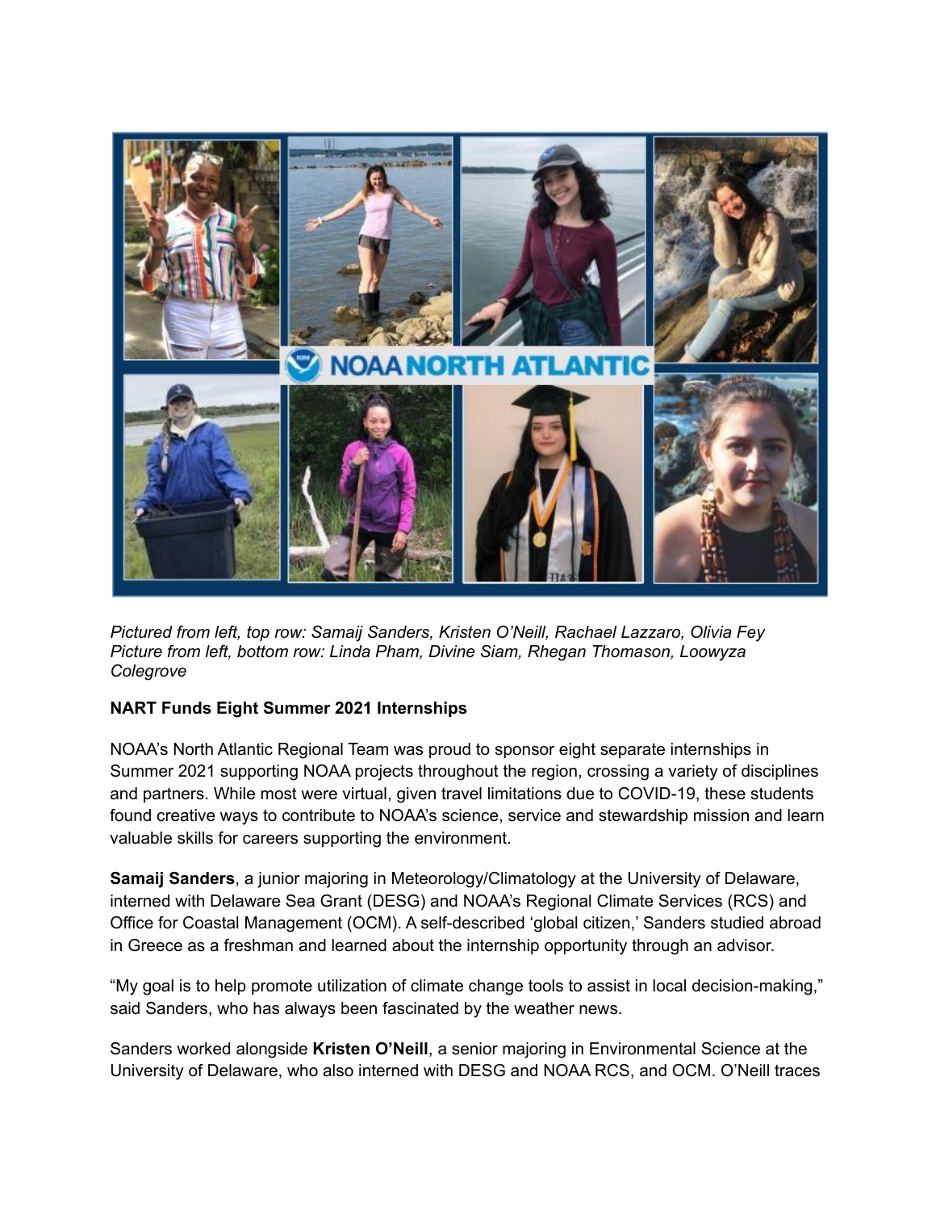*Pictured from left, top row: Samaij Sanders, Kristen O'Neill, Rachael Lazzaro, Olivia Fey*
*Picture from left, bottom row: Linda Pham, Divine Siam, Rhegan Thomason, Loowyza Colegrove*

**NART Funds Eight Summer 2021 Internships**

NOAA's North Atlantic Regional Team was proud to sponsor eight separate internships in Summer 2021 supporting NOAA projects throughout the region, crossing a variety of disciplines and partners. While most were virtual, given travel limitations due to COVID-19, these students found creative ways to contribute to NOAA's science, service and stewardship mission and learn valuable skills for careers supporting the environment.

**Samaij Sanders**, a junior majoring in Meteorology/Climatology at the University of Delaware, interned with Delaware Sea Grant (DESG) and NOAA's Regional Climate Services (RCS) and Office for Coastal Management (OCM). A self-described 'global citizen,' Sanders studied abroad in Greece as a freshman and learned about the internship opportunity through an advisor.

"My goal is to help promote utilization of climate change tools to assist in local decision-making," said Sanders, who has always been fascinated by the weather news.

Sanders worked alongside **Kristen O'Neill**, a senior majoring in Environmental Science at the University of Delaware, who also interned with DESG and NOAA RCS, and OCM. O'Neill traces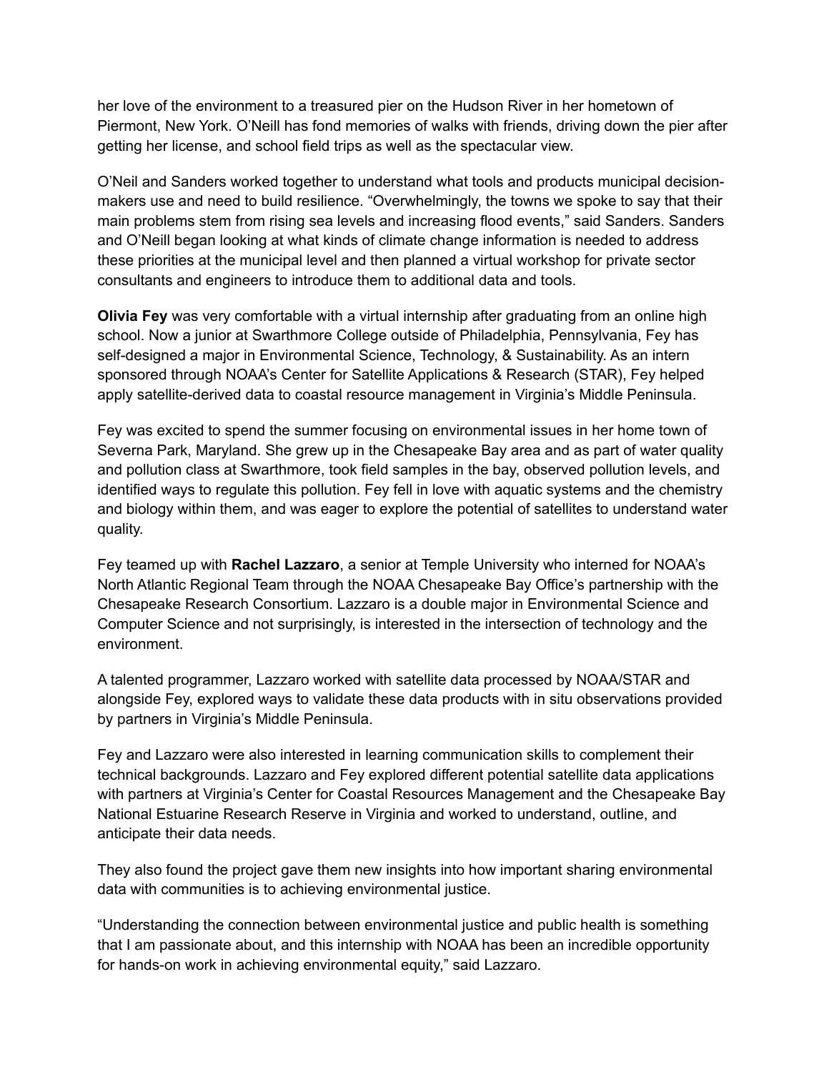her love of the environment to a treasured pier on the Hudson River in her hometown of Piermont, New York. O'Neill has fond memories of walks with friends, driving down the pier after getting her license, and school field trips as well as the spectacular view.

O'Neil and Sanders worked together to understand what tools and products municipal decision-makers use and need to build resilience. "Overwhelmingly, the towns we spoke to say that their main problems stem from rising sea levels and increasing flood events," said Sanders. Sanders and O'Neill began looking at what kinds of climate change information is needed to address these priorities at the municipal level and then planned a virtual workshop for private sector consultants and engineers to introduce them to additional data and tools.

**Olivia Fey** was very comfortable with a virtual internship after graduating from an online high school. Now a junior at Swarthmore College outside of Philadelphia, Pennsylvania, Fey has self-designed a major in Environmental Science, Technology, & Sustainability. As an intern sponsored through NOAA's Center for Satellite Applications & Research (STAR), Fey helped apply satellite-derived data to coastal resource management in Virginia's Middle Peninsula.

Fey was excited to spend the summer focusing on environmental issues in her home town of Severna Park, Maryland. She grew up in the Chesapeake Bay area and as part of water quality and pollution class at Swarthmore, took field samples in the bay, observed pollution levels, and identified ways to regulate this pollution. Fey fell in love with aquatic systems and the chemistry and biology within them, and was eager to explore the potential of satellites to understand water quality.

Fey teamed up with **Rachel Lazzaro**, a senior at Temple University who interned for NOAA's North Atlantic Regional Team through the NOAA Chesapeake Bay Office's partnership with the Chesapeake Research Consortium. Lazzaro is a double major in Environmental Science and Computer Science and not surprisingly, is interested in the intersection of technology and the environment.

A talented programmer, Lazzaro worked with satellite data processed by NOAA/STAR and alongside Fey, explored ways to validate these data products with in situ observations provided by partners in Virginia's Middle Peninsula.

Fey and Lazzaro were also interested in learning communication skills to complement their technical backgrounds. Lazzaro and Fey explored different potential satellite data applications with partners at Virginia's Center for Coastal Resources Management and the Chesapeake Bay National Estuarine Research Reserve in Virginia and worked to understand, outline, and anticipate their data needs.

They also found the project gave them new insights into how important sharing environmental data with communities is to achieving environmental justice.

"Understanding the connection between environmental justice and public health is something that I am passionate about, and this internship with NOAA has been an incredible opportunity for hands-on work in achieving environmental equity," said Lazzaro.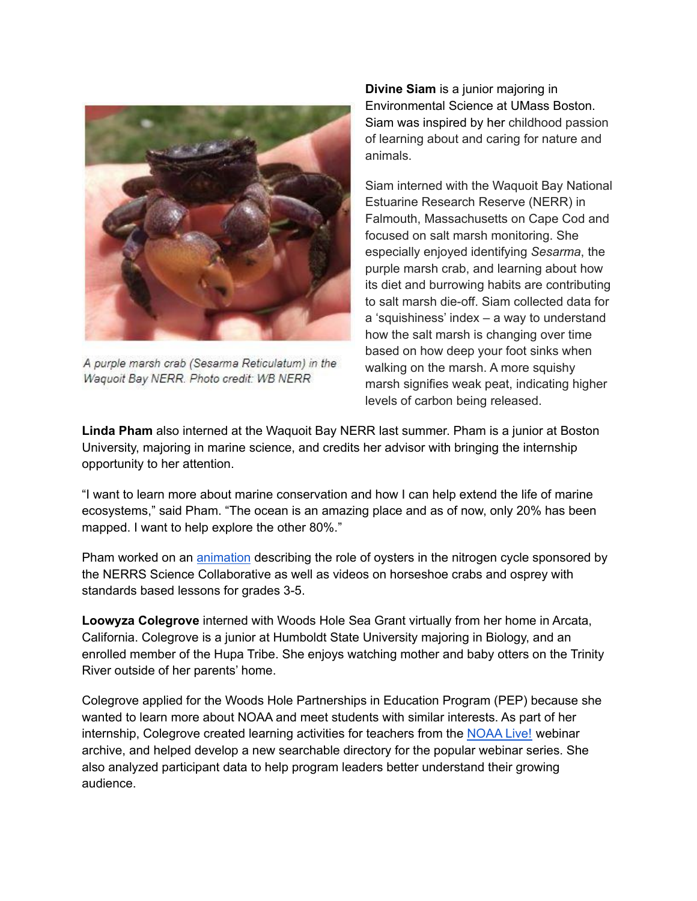A purple marsh crab (Sesarma Reticulatum) in the Waquoit Bay NERR. Photo credit: WB NERR

**Divine Siam** is a junior majoring in Environmental Science at UMass Boston. Siam was inspired by her childhood passion of learning about and caring for nature and animals.

Siam interned with the Waquoit Bay National Estuarine Research Reserve (NERR) in Falmouth, Massachusetts on Cape Cod and focused on salt marsh monitoring. She especially enjoyed identifying *Sesarma*, the purple marsh crab, and learning about how its diet and burrowing habits are contributing to salt marsh die-off. Siam collected data for a 'squishiness' index – a way to understand how the salt marsh is changing over time based on how deep your foot sinks when walking on the marsh. A more squishy marsh signifies weak peat, indicating higher levels of carbon being released.

**Linda Pham** also interned at the Waquoit Bay NERR last summer. Pham is a junior at Boston University, majoring in marine science, and credits her advisor with bringing the internship opportunity to her attention.

"I want to learn more about marine conservation and how I can help extend the life of marine ecosystems," said Pham. "The ocean is an amazing place and as of now, only 20% has been mapped. I want to help explore the other 80%."

Pham worked on an animation describing the role of oysters in the nitrogen cycle sponsored by the NERRS Science Collaborative as well as videos on horseshoe crabs and osprey with standards based lessons for grades 3-5.

**Loowyza Colegrove** interned with Woods Hole Sea Grant virtually from her home in Arcata, California. Colegrove is a junior at Humboldt State University majoring in Biology, and an enrolled member of the Hupa Tribe. She enjoys watching mother and baby otters on the Trinity River outside of her parents' home.

Colegrove applied for the Woods Hole Partnerships in Education Program (PEP) because she wanted to learn more about NOAA and meet students with similar interests. As part of her internship, Colegrove created learning activities for teachers from the NOAA Live! webinar archive, and helped develop a new searchable directory for the popular webinar series. She also analyzed participant data to help program leaders better understand their growing audience.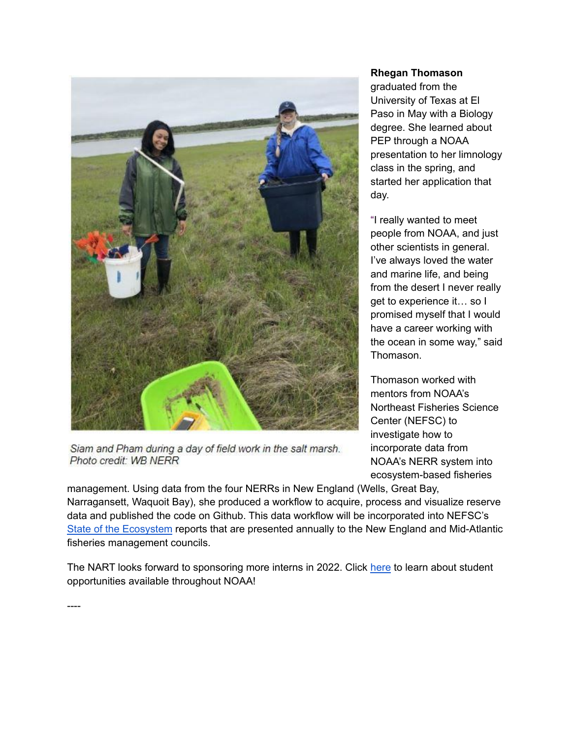Siam and Pham during a day of field work in the salt marsh. Photo credit: WB NERR

**Rhegan Thomason** graduated from the University of Texas at El Paso in May with a Biology degree. She learned about PEP through a NOAA presentation to her limnology class in the spring, and started her application that day.

"I really wanted to meet people from NOAA, and just other scientists in general. I've always loved the water and marine life, and being from the desert I never really get to experience it… so I promised myself that I would have a career working with the ocean in some way," said Thomason.

Thomason worked with mentors from NOAA's Northeast Fisheries Science Center (NEFSC) to investigate how to incorporate data from NOAA's NERR system into ecosystem-based fisheries management. Using data from the four NERRs in New England (Wells, Great Bay, Narragansett, Waquoit Bay), she produced a workflow to acquire, process and visualize reserve data and published the code on Github. This data workflow will be incorporated into NEFSC's State of the Ecosystem reports that are presented annually to the New England and Mid-Atlantic fisheries management councils.

The NART looks forward to sponsoring more interns in 2022. Click here to learn about student opportunities available throughout NOAA!

----